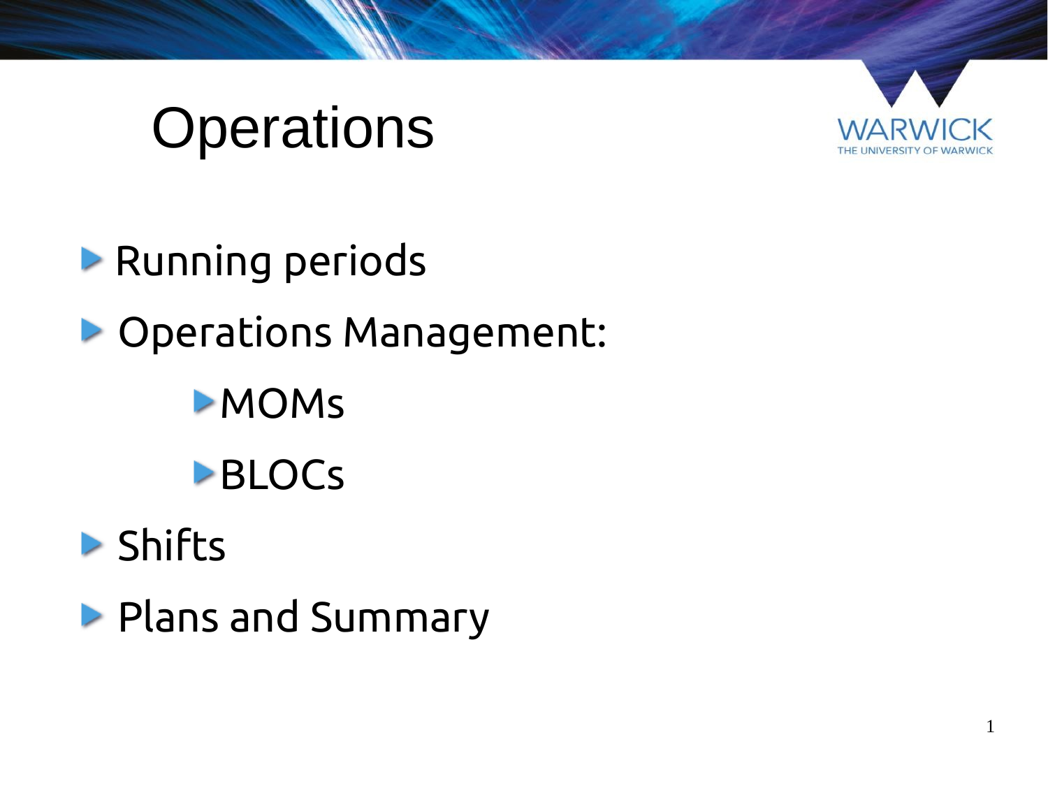# Operations

- Running periods
- Operations Management:
  - MOMs
  - BLOCs
- Shifts
- Plans and Summary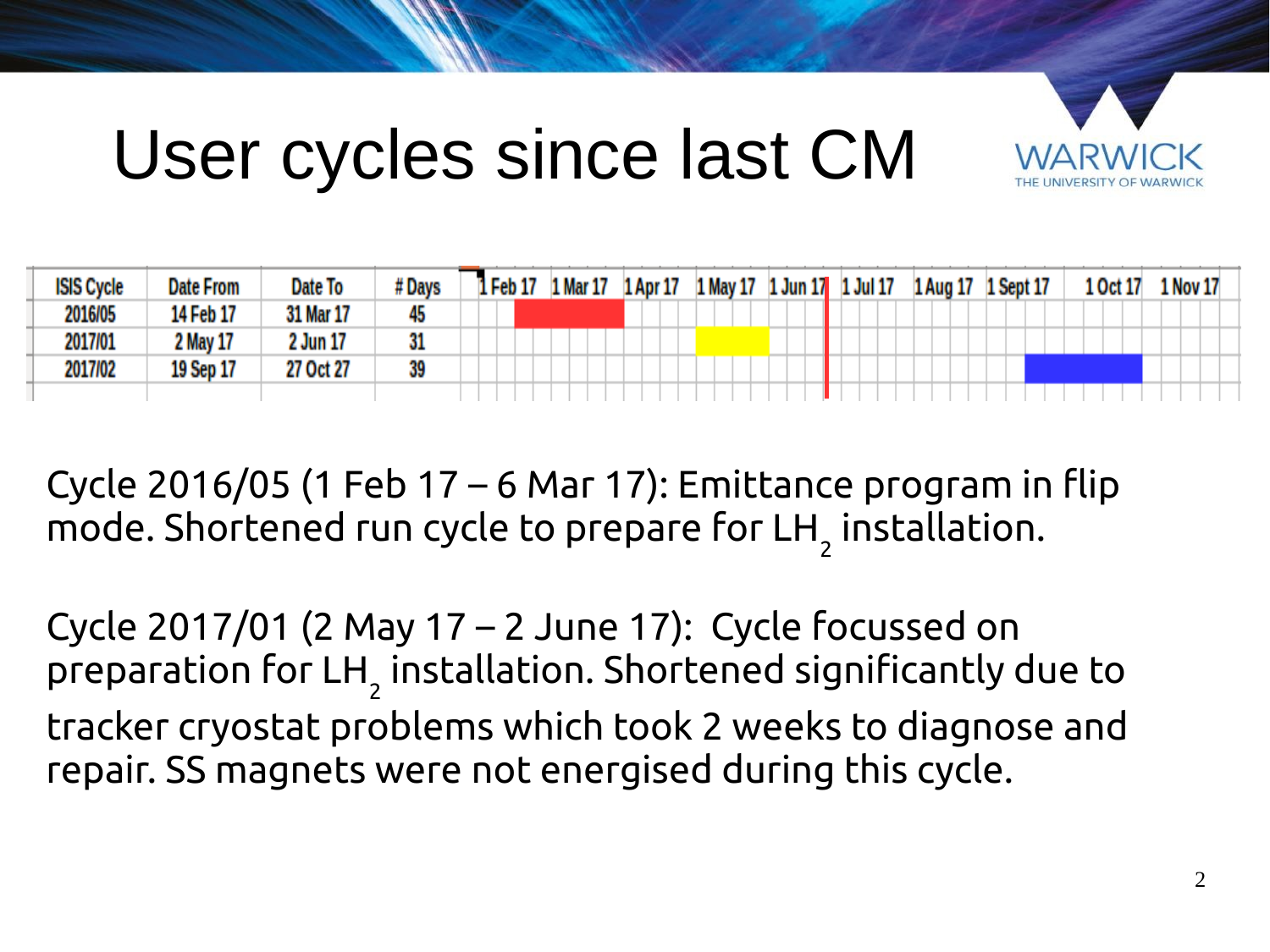# User cycles since last CM

| ISIS Cycle | Date From | Date To | # Days |
| --- | --- | --- | --- |
| 2016/05 | 14 Feb 17 | 31 Mar 17 | 45 |
| 2017/01 | 2 May 17 | 2 Jun 17 | 31 |
| 2017/02 | 19 Sep 17 | 27 Oct 27 | 39 |

Cycle 2016/05 (1 Feb 17 – 6 Mar 17): Emittance program in flip mode. Shortened run cycle to prepare for $LH_2$ installation.

Cycle 2017/01 (2 May 17 – 2 June 17): Cycle focussed on preparation for $LH_2$ installation. Shortened significantly due to tracker cryostat problems which took 2 weeks to diagnose and repair. SS magnets were not energised during this cycle.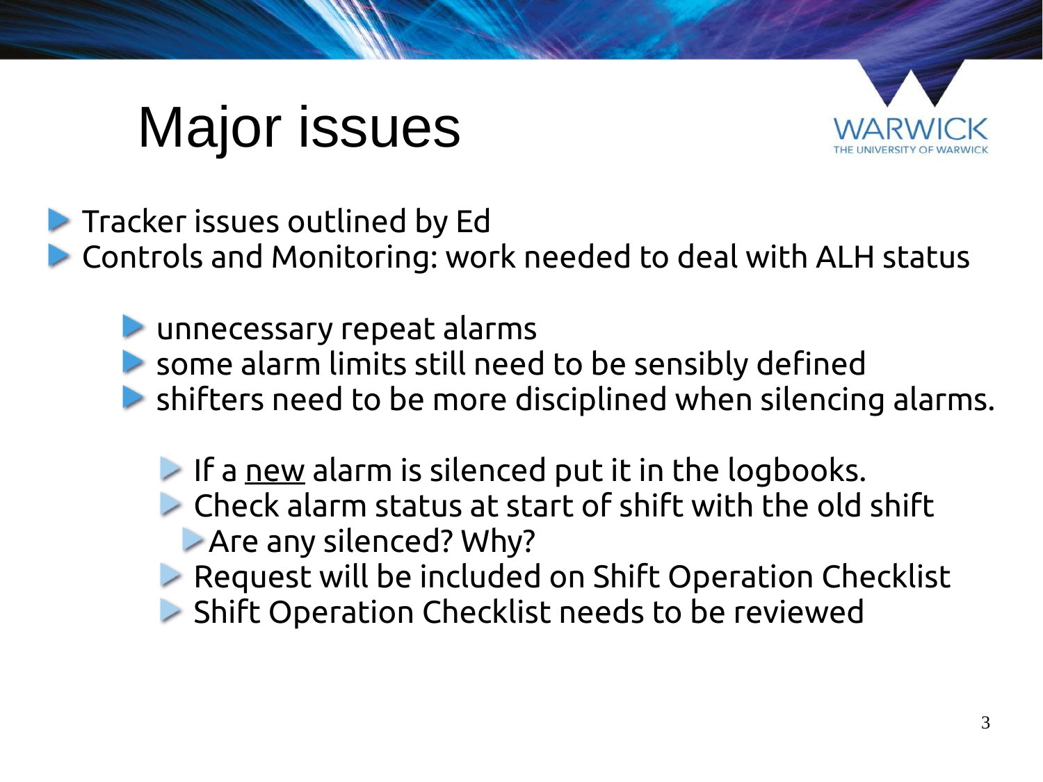# Major issues

- Tracker issues outlined by Ed
- Controls and Monitoring: work needed to deal with ALH status
    - unnecessary repeat alarms
    - some alarm limits still need to be sensibly defined
    - shifters need to be more disciplined when silencing alarms.
        - If a <u>new</u> alarm is silenced put it in the logbooks.
        - Check alarm status at start of shift with the old shift
            - Are any silenced? Why?
        - Request will be included on Shift Operation Checklist
        - Shift Operation Checklist needs to be reviewed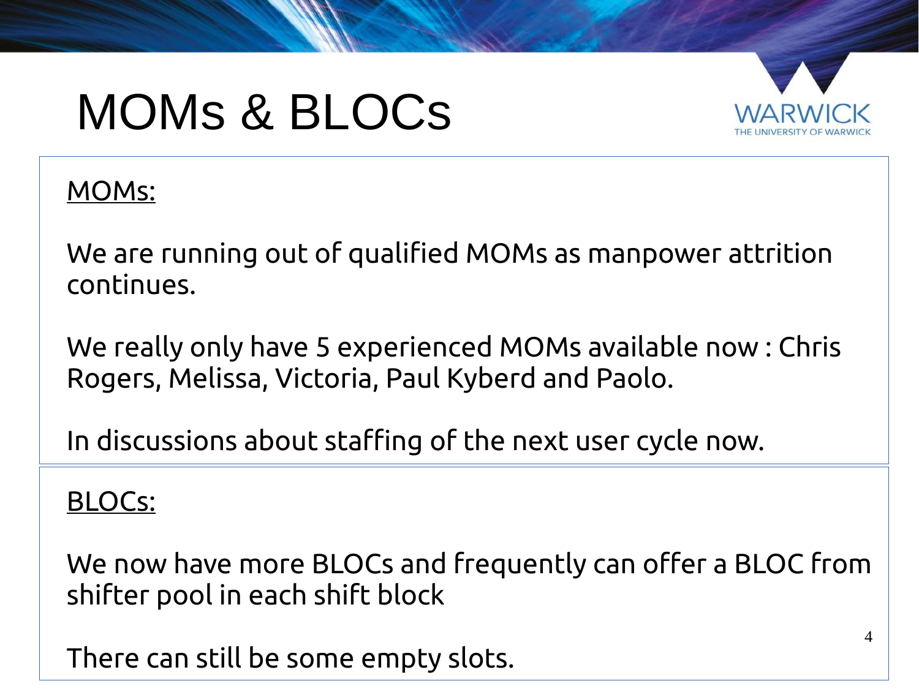# MOMs & BLOCs

MOMs:

We are running out of qualified MOMs as manpower attrition continues.

We really only have 5 experienced MOMs available now : Chris Rogers, Melissa, Victoria, Paul Kyberd and Paolo.

In discussions about staffing of the next user cycle now.

BLOCs:

We now have more BLOCs and frequently can offer a BLOC from shifter pool in each shift block

There can still be some empty slots.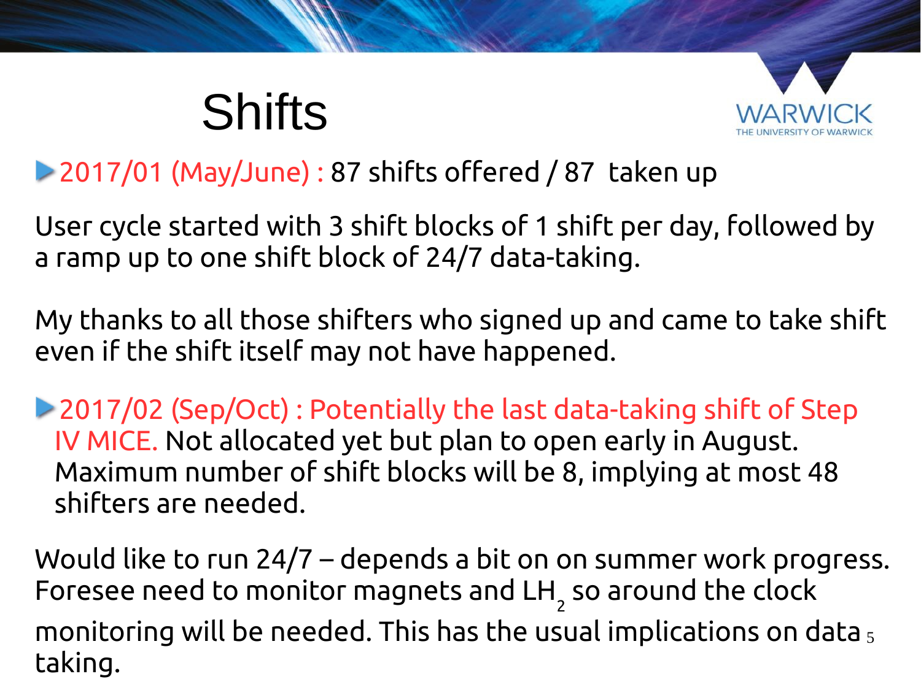# Shifts

- 2017/01 (May/June) : 87 shifts offered / 87 taken up

User cycle started with 3 shift blocks of 1 shift per day, followed by a ramp up to one shift block of 24/7 data-taking.

My thanks to all those shifters who signed up and came to take shift even if the shift itself may not have happened.

- 2017/02 (Sep/Oct) : Potentially the last data-taking shift of Step IV MICE. Not allocated yet but plan to open early in August. Maximum number of shift blocks will be 8, implying at most 48 shifters are needed.

Would like to run 24/7 – depends a bit on on summer work progress. Foresee need to monitor magnets and $LH_2$ so around the clock monitoring will be needed. This has the usual implications on data taking.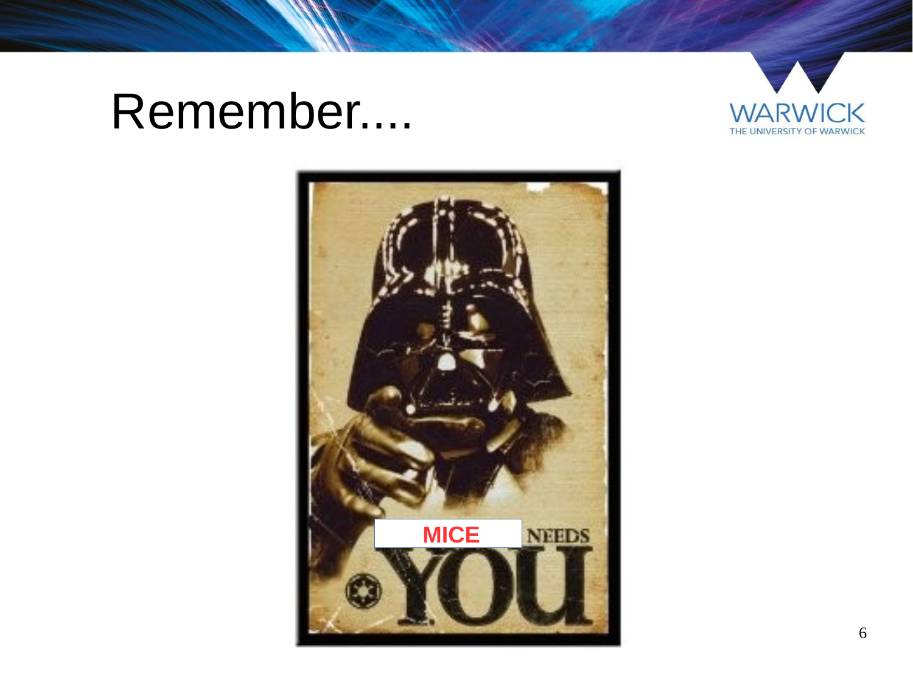# Remember....

MICE NEEDS YOU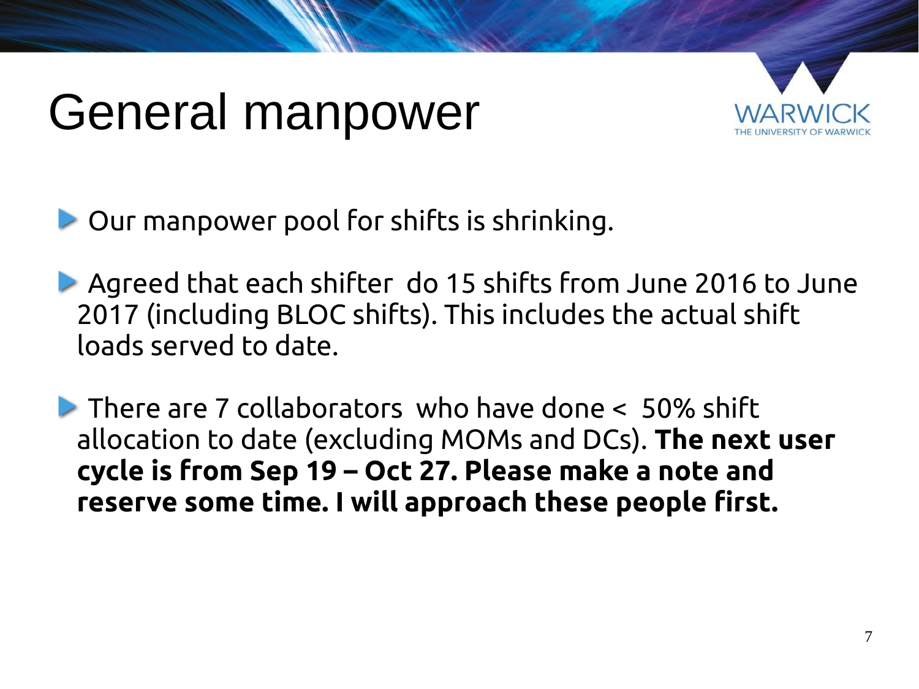# General manpower

- Our manpower pool for shifts is shrinking.
- Agreed that each shifter do 15 shifts from June 2016 to June 2017 (including BLOC shifts). This includes the actual shift loads served to date.
- There are 7 collaborators who have done < 50% shift allocation to date (excluding MOMs and DCs). **The next user cycle is from Sep 19 – Oct 27. Please make a note and reserve some time. I will approach these people first.**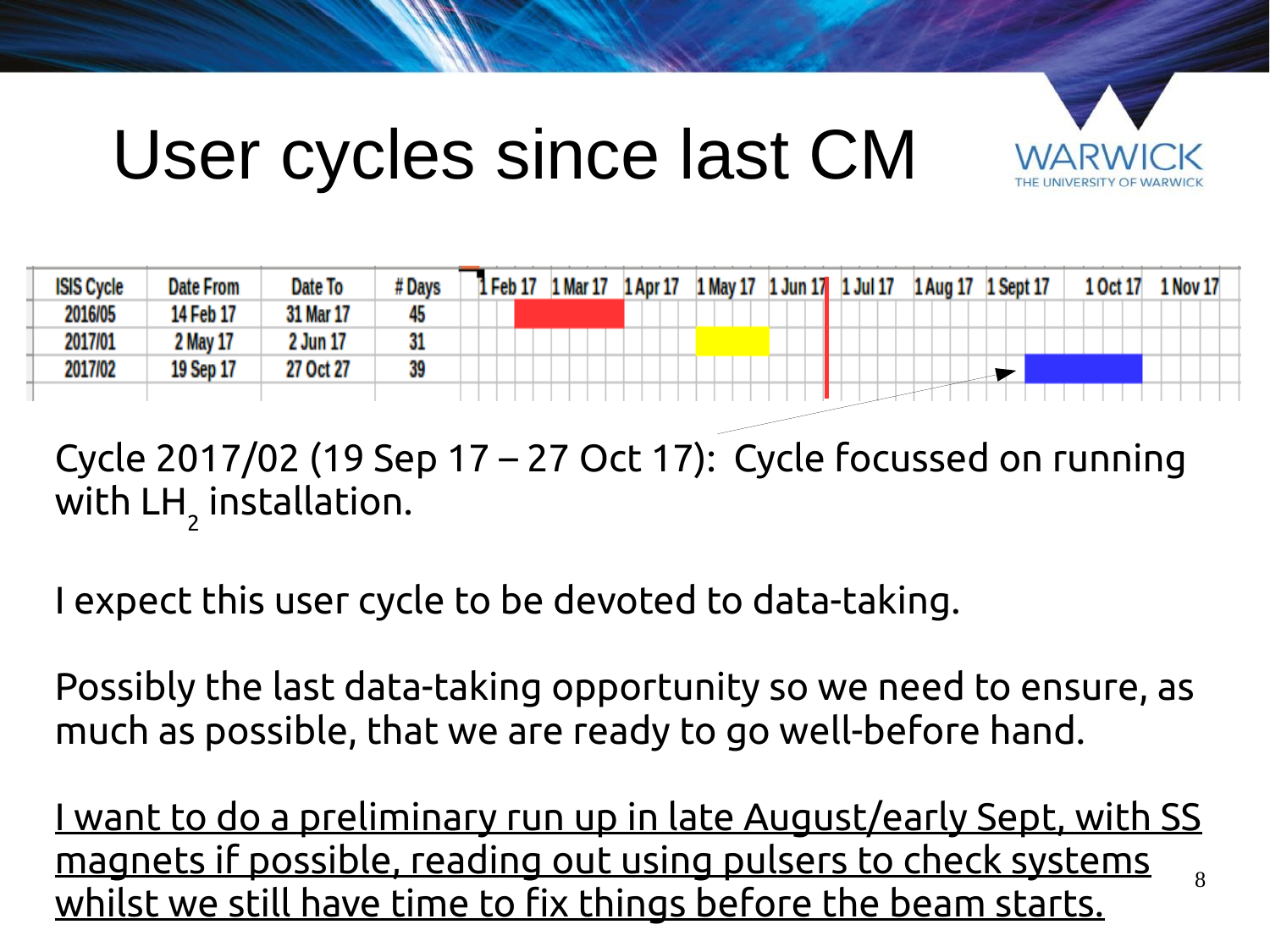# User cycles since last CM

| ISIS Cycle | Date From | Date To | # Days |
| --- | --- | --- | --- |
| 2016/05 | 14 Feb 17 | 31 Mar 17 | 45 |
| 2017/01 | 2 May 17 | 2 Jun 17 | 31 |
| 2017/02 | 19 Sep 17 | 27 Oct 27 | 39 |

Cycle 2017/02 (19 Sep 17 – 27 Oct 17): Cycle focussed on running with $LH_2$ installation.

I expect this user cycle to be devoted to data-taking.

Possibly the last data-taking opportunity so we need to ensure, as much as possible, that we are ready to go well-before hand.

<u>I want to do a preliminary run up in late August/early Sept, with SS magnets if possible, reading out using pulsers to check systems whilst we still have time to fix things before the beam starts.</u>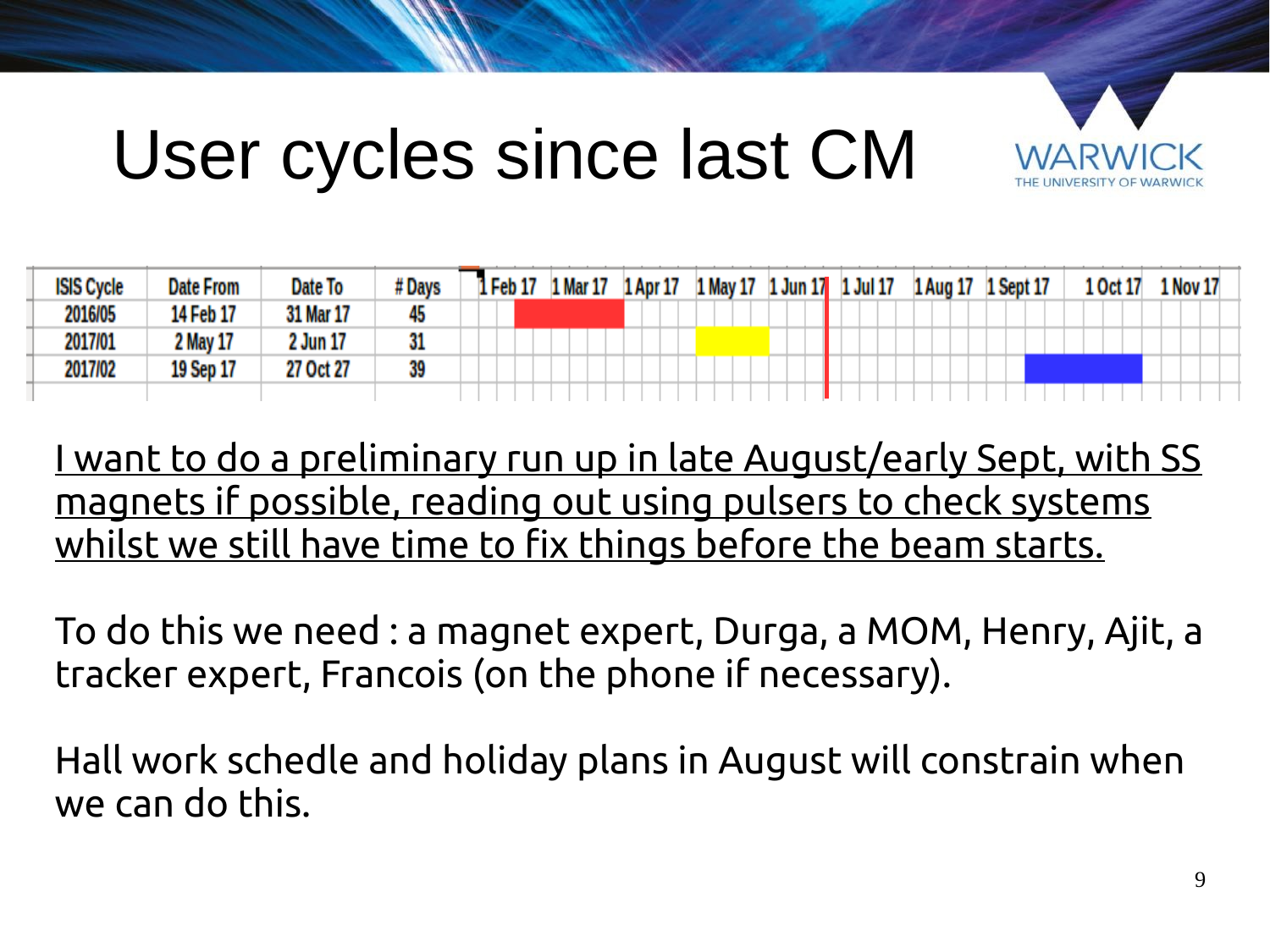# User cycles since last CM

| ISIS Cycle | Date From | Date To | # Days |
|---|---|---|---|
| 2016/05 | 14 Feb 17 | 31 Mar 17 | 45 |
| 2017/01 | 2 May 17 | 2 Jun 17 | 31 |
| 2017/02 | 19 Sep 17 | 27 Oct 27 | 39 |

<u>I want to do a preliminary run up in late August/early Sept, with SS magnets if possible, reading out using pulsers to check systems whilst we still have time to fix things before the beam starts.</u>

To do this we need : a magnet expert, Durga, a MOM, Henry, Ajit, a tracker expert, Francois (on the phone if necessary).

Hall work schedle and holiday plans in August will constrain when we can do this.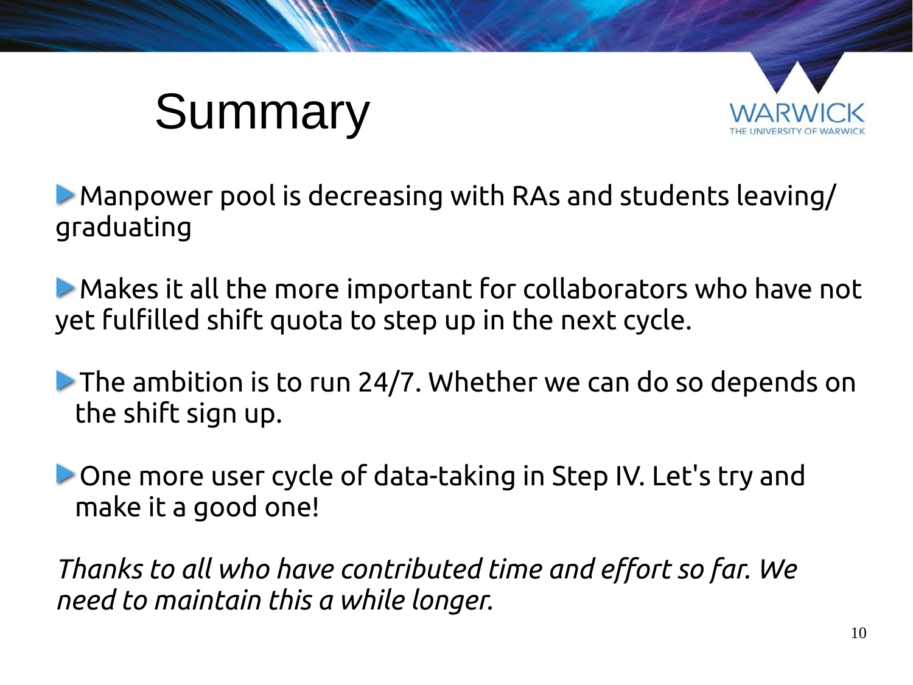# Summary

- Manpower pool is decreasing with RAs and students leaving/ graduating
- Makes it all the more important for collaborators who have not yet fulfilled shift quota to step up in the next cycle.
- The ambition is to run 24/7. Whether we can do so depends on the shift sign up.
- One more user cycle of data-taking in Step IV. Let's try and make it a good one!

*Thanks to all who have contributed time and effort so far. We need to maintain this a while longer.*